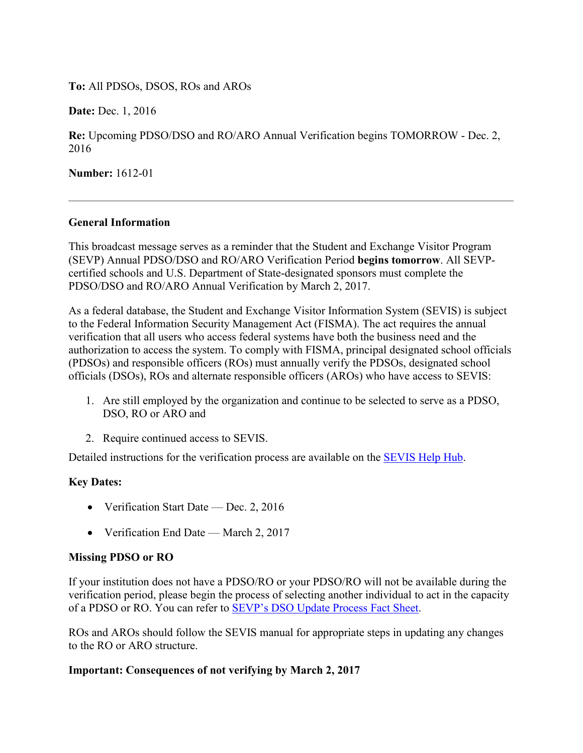**To:** All PDSOs, DSOS, ROs and AROs

**Date:** Dec. 1, 2016

**Re:** Upcoming PDSO/DSO and RO/ARO Annual Verification begins TOMORROW - Dec. 2, 2016

**Number:** 1612-01

---

**General Information**

This broadcast message serves as a reminder that the Student and Exchange Visitor Program (SEVP) Annual PDSO/DSO and RO/ARO Verification Period **begins tomorrow**. All SEVP-certified schools and U.S. Department of State-designated sponsors must complete the PDSO/DSO and RO/ARO Annual Verification by March 2, 2017.

As a federal database, the Student and Exchange Visitor Information System (SEVIS) is subject to the Federal Information Security Management Act (FISMA). The act requires the annual verification that all users who access federal systems have both the business need and the authorization to access the system. To comply with FISMA, principal designated school officials (PDSOs) and responsible officers (ROs) must annually verify the PDSOs, designated school officials (DSOs), ROs and alternate responsible officers (AROs) who have access to SEVIS:

1. Are still employed by the organization and continue to be selected to serve as a PDSO, DSO, RO or ARO and
2. Require continued access to SEVIS.

Detailed instructions for the verification process are available on the SEVIS Help Hub.

**Key Dates:**

- Verification Start Date — Dec. 2, 2016
- Verification End Date — March 2, 2017

**Missing PDSO or RO**

If your institution does not have a PDSO/RO or your PDSO/RO will not be available during the verification period, please begin the process of selecting another individual to act in the capacity of a PDSO or RO. You can refer to SEVP's DSO Update Process Fact Sheet.

ROs and AROs should follow the SEVIS manual for appropriate steps in updating any changes to the RO or ARO structure.

**Important: Consequences of not verifying by March 2, 2017**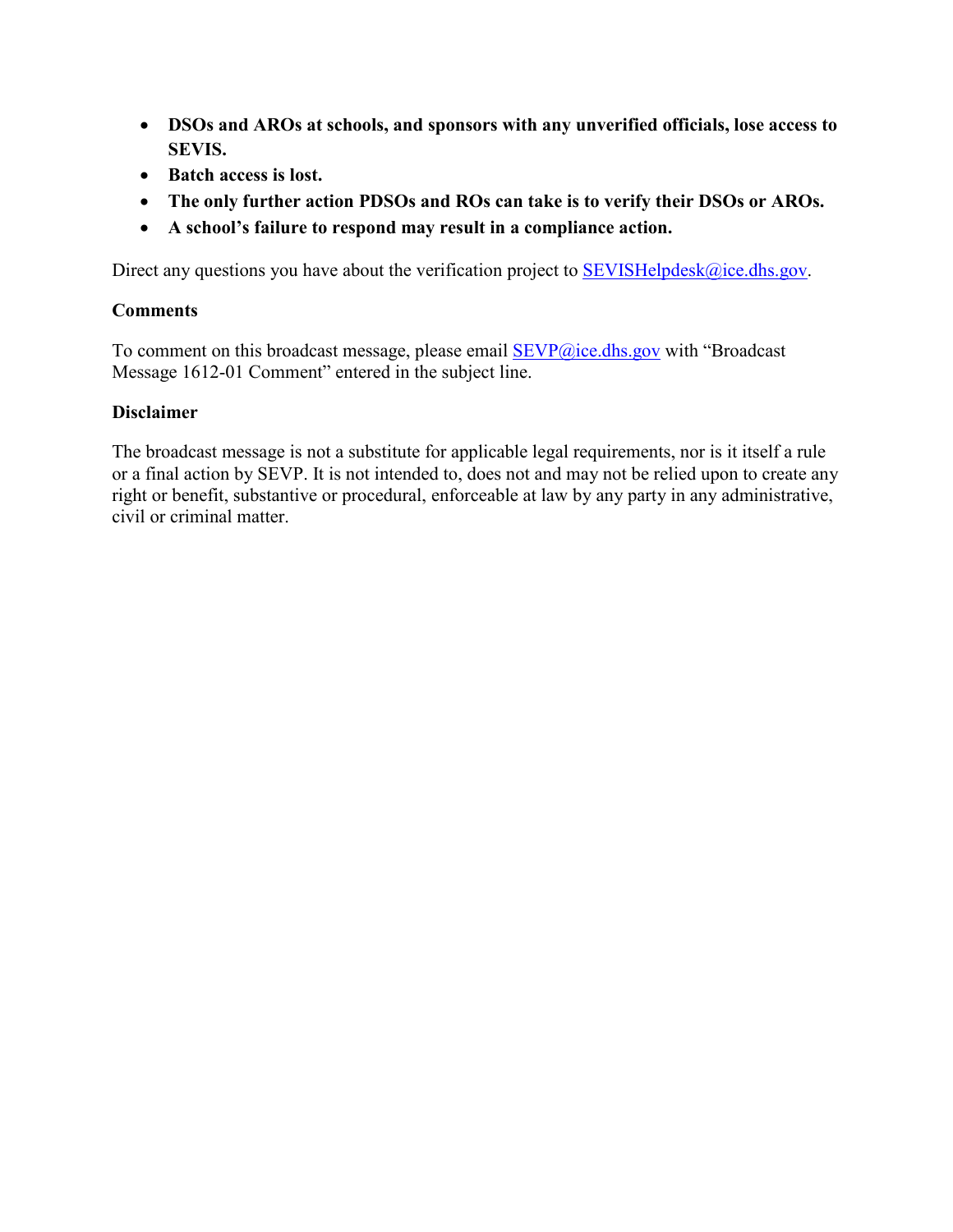- **DSOs and AROs at schools, and sponsors with any unverified officials, lose access to SEVIS.**
- **Batch access is lost.**
- **The only further action PDSOs and ROs can take is to verify their DSOs or AROs.**
- **A school's failure to respond may result in a compliance action.**

Direct any questions you have about the verification project to SEVISHelpdesk@ice.dhs.gov.

**Comments**

To comment on this broadcast message, please email SEVP@ice.dhs.gov with "Broadcast Message 1612-01 Comment" entered in the subject line.

**Disclaimer**

The broadcast message is not a substitute for applicable legal requirements, nor is it itself a rule or a final action by SEVP. It is not intended to, does not and may not be relied upon to create any right or benefit, substantive or procedural, enforceable at law by any party in any administrative, civil or criminal matter.